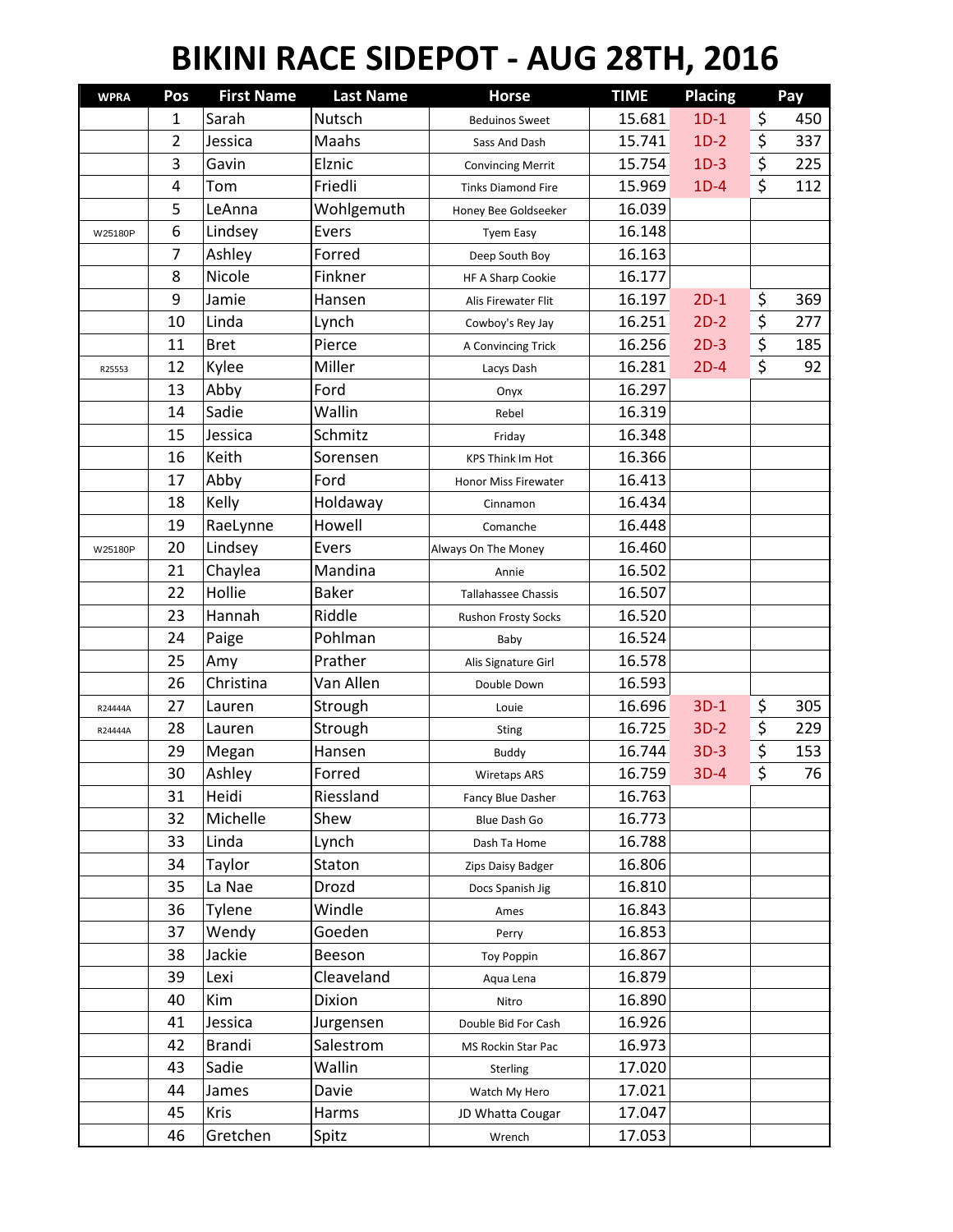# BIKINI RACE SIDEPOT - AUG 28TH, 2016

| WPRA | Pos | First Name | Last Name | Horse | TIME | Placing | Pay |
|---|---|---|---|---|---|---|---|
| | 1 | Sarah | Nutsch | Beduinos Sweet | 15.681 | 1D-1 | $ 450 |
| | 2 | Jessica | Maahs | Sass And Dash | 15.741 | 1D-2 | $ 337 |
| | 3 | Gavin | Elznic | Convincing Merrit | 15.754 | 1D-3 | $ 225 |
| | 4 | Tom | Friedli | Tinks Diamond Fire | 15.969 | 1D-4 | $ 112 |
| | 5 | LeAnna | Wohlgemuth | Honey Bee Goldseeker | 16.039 | | |
| W25180P | 6 | Lindsey | Evers | Tyem Easy | 16.148 | | |
| | 7 | Ashley | Forred | Deep South Boy | 16.163 | | |
| | 8 | Nicole | Finkner | HF A Sharp Cookie | 16.177 | | |
| | 9 | Jamie | Hansen | Alis Firewater Flit | 16.197 | 2D-1 | $ 369 |
| | 10 | Linda | Lynch | Cowboy's Rey Jay | 16.251 | 2D-2 | $ 277 |
| | 11 | Bret | Pierce | A Convincing Trick | 16.256 | 2D-3 | $ 185 |
| R25553 | 12 | Kylee | Miller | Lacys Dash | 16.281 | 2D-4 | $ 92 |
| | 13 | Abby | Ford | Onyx | 16.297 | | |
| | 14 | Sadie | Wallin | Rebel | 16.319 | | |
| | 15 | Jessica | Schmitz | Friday | 16.348 | | |
| | 16 | Keith | Sorensen | KPS Think Im Hot | 16.366 | | |
| | 17 | Abby | Ford | Honor Miss Firewater | 16.413 | | |
| | 18 | Kelly | Holdaway | Cinnamon | 16.434 | | |
| | 19 | RaeLynne | Howell | Comanche | 16.448 | | |
| W25180P | 20 | Lindsey | Evers | Always On The Money | 16.460 | | |
| | 21 | Chaylea | Mandina | Annie | 16.502 | | |
| | 22 | Hollie | Baker | Tallahassee Chassis | 16.507 | | |
| | 23 | Hannah | Riddle | Rushon Frosty Socks | 16.520 | | |
| | 24 | Paige | Pohlman | Baby | 16.524 | | |
| | 25 | Amy | Prather | Alis Signature Girl | 16.578 | | |
| | 26 | Christina | Van Allen | Double Down | 16.593 | | |
| R24444A | 27 | Lauren | Strough | Louie | 16.696 | 3D-1 | $ 305 |
| R24444A | 28 | Lauren | Strough | Sting | 16.725 | 3D-2 | $ 229 |
| | 29 | Megan | Hansen | Buddy | 16.744 | 3D-3 | $ 153 |
| | 30 | Ashley | Forred | Wiretaps ARS | 16.759 | 3D-4 | $ 76 |
| | 31 | Heidi | Riessland | Fancy Blue Dasher | 16.763 | | |
| | 32 | Michelle | Shew | Blue Dash Go | 16.773 | | |
| | 33 | Linda | Lynch | Dash Ta Home | 16.788 | | |
| | 34 | Taylor | Staton | Zips Daisy Badger | 16.806 | | |
| | 35 | La Nae | Drozd | Docs Spanish Jig | 16.810 | | |
| | 36 | Tylene | Windle | Ames | 16.843 | | |
| | 37 | Wendy | Goeden | Perry | 16.853 | | |
| | 38 | Jackie | Beeson | Toy Poppin | 16.867 | | |
| | 39 | Lexi | Cleaveland | Aqua Lena | 16.879 | | |
| | 40 | Kim | Dixion | Nitro | 16.890 | | |
| | 41 | Jessica | Jurgensen | Double Bid For Cash | 16.926 | | |
| | 42 | Brandi | Salestrom | MS Rockin Star Pac | 16.973 | | |
| | 43 | Sadie | Wallin | Sterling | 17.020 | | |
| | 44 | James | Davie | Watch My Hero | 17.021 | | |
| | 45 | Kris | Harms | JD Whatta Cougar | 17.047 | | |
| | 46 | Gretchen | Spitz | Wrench | 17.053 | | |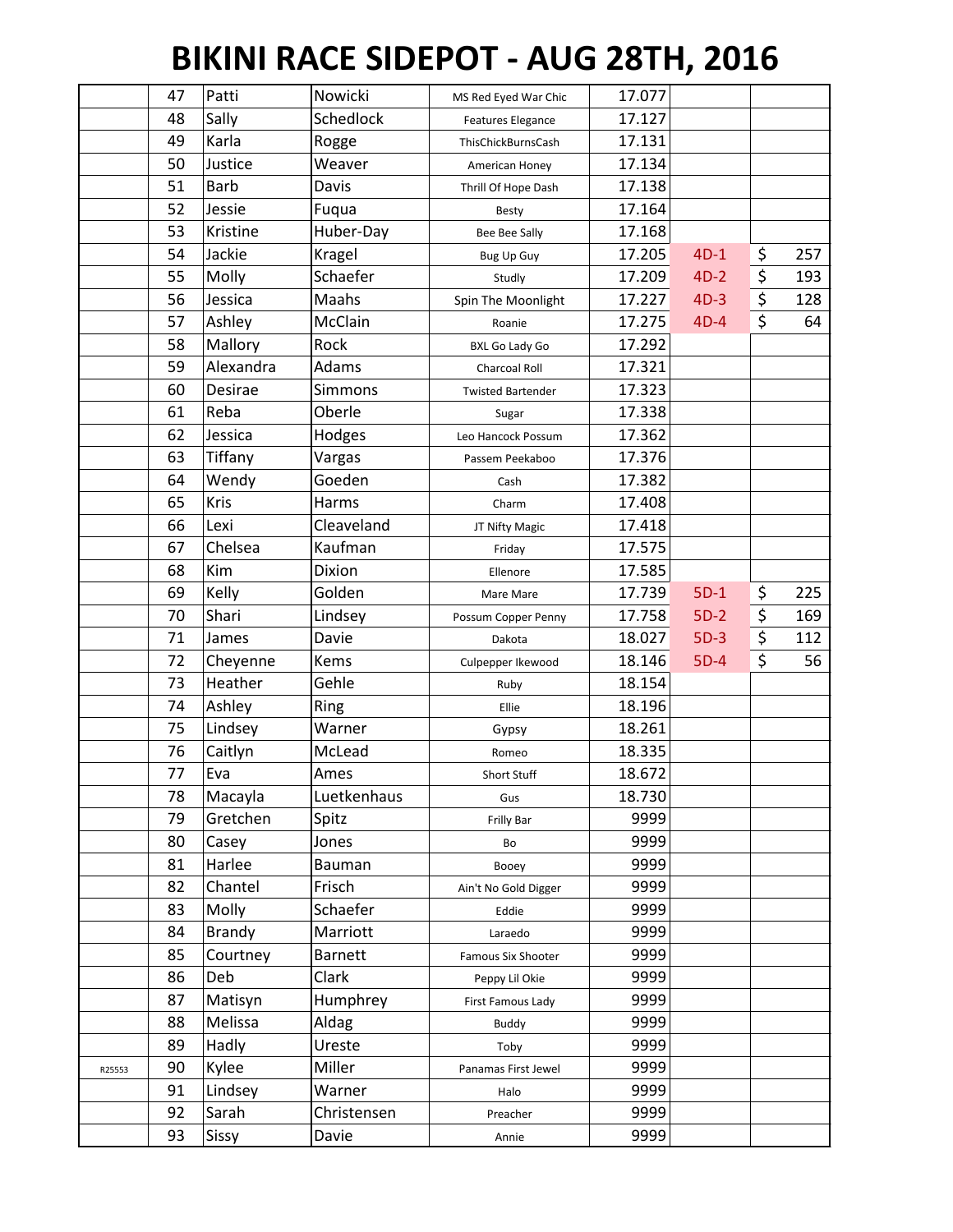# BIKINI RACE SIDEPOT - AUG 28TH, 2016

| | | | | | | | |
|---|---|---|---|---|---|---|---|
| | 47 | Patti | Nowicki | MS Red Eyed War Chic | 17.077 | | |
| | 48 | Sally | Schedlock | Features Elegance | 17.127 | | |
| | 49 | Karla | Rogge | ThisChickBurnsCash | 17.131 | | |
| | 50 | Justice | Weaver | American Honey | 17.134 | | |
| | 51 | Barb | Davis | Thrill Of Hope Dash | 17.138 | | |
| | 52 | Jessie | Fuqua | Besty | 17.164 | | |
| | 53 | Kristine | Huber-Day | Bee Bee Sally | 17.168 | | |
| | 54 | Jackie | Kragel | Bug Up Guy | 17.205 | 4D-1 | $ 257 |
| | 55 | Molly | Schaefer | Studly | 17.209 | 4D-2 | $ 193 |
| | 56 | Jessica | Maahs | Spin The Moonlight | 17.227 | 4D-3 | $ 128 |
| | 57 | Ashley | McClain | Roanie | 17.275 | 4D-4 | $ 64 |
| | 58 | Mallory | Rock | BXL Go Lady Go | 17.292 | | |
| | 59 | Alexandra | Adams | Charcoal Roll | 17.321 | | |
| | 60 | Desirae | Simmons | Twisted Bartender | 17.323 | | |
| | 61 | Reba | Oberle | Sugar | 17.338 | | |
| | 62 | Jessica | Hodges | Leo Hancock Possum | 17.362 | | |
| | 63 | Tiffany | Vargas | Passem Peekaboo | 17.376 | | |
| | 64 | Wendy | Goeden | Cash | 17.382 | | |
| | 65 | Kris | Harms | Charm | 17.408 | | |
| | 66 | Lexi | Cleaveland | JT Nifty Magic | 17.418 | | |
| | 67 | Chelsea | Kaufman | Friday | 17.575 | | |
| | 68 | Kim | Dixion | Ellenore | 17.585 | | |
| | 69 | Kelly | Golden | Mare Mare | 17.739 | 5D-1 | $ 225 |
| | 70 | Shari | Lindsey | Possum Copper Penny | 17.758 | 5D-2 | $ 169 |
| | 71 | James | Davie | Dakota | 18.027 | 5D-3 | $ 112 |
| | 72 | Cheyenne | Kems | Culpepper Ikewood | 18.146 | 5D-4 | $ 56 |
| | 73 | Heather | Gehle | Ruby | 18.154 | | |
| | 74 | Ashley | Ring | Ellie | 18.196 | | |
| | 75 | Lindsey | Warner | Gypsy | 18.261 | | |
| | 76 | Caitlyn | McLead | Romeo | 18.335 | | |
| | 77 | Eva | Ames | Short Stuff | 18.672 | | |
| | 78 | Macayla | Luetkenhaus | Gus | 18.730 | | |
| | 79 | Gretchen | Spitz | Frilly Bar | 9999 | | |
| | 80 | Casey | Jones | Bo | 9999 | | |
| | 81 | Harlee | Bauman | Booey | 9999 | | |
| | 82 | Chantel | Frisch | Ain't No Gold Digger | 9999 | | |
| | 83 | Molly | Schaefer | Eddie | 9999 | | |
| | 84 | Brandy | Marriott | Laraedo | 9999 | | |
| | 85 | Courtney | Barnett | Famous Six Shooter | 9999 | | |
| | 86 | Deb | Clark | Peppy Lil Okie | 9999 | | |
| | 87 | Matisyn | Humphrey | First Famous Lady | 9999 | | |
| | 88 | Melissa | Aldag | Buddy | 9999 | | |
| | 89 | Hadly | Ureste | Toby | 9999 | | |
| R25553 | 90 | Kylee | Miller | Panamas First Jewel | 9999 | | |
| | 91 | Lindsey | Warner | Halo | 9999 | | |
| | 92 | Sarah | Christensen | Preacher | 9999 | | |
| | 93 | Sissy | Davie | Annie | 9999 | | |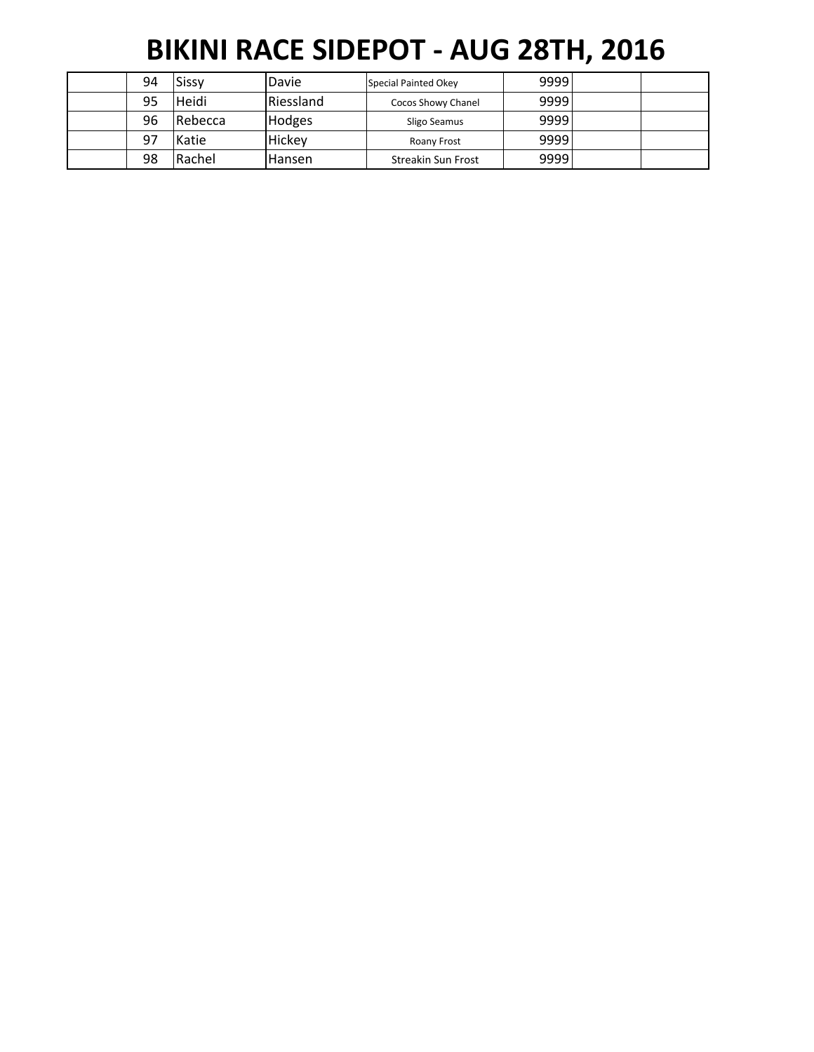# BIKINI RACE SIDEPOT - AUG 28TH, 2016

| | | | | | | | |
|---|---|---|---|---|---|---|---|
| | 94 | Sissy | Davie | Special Painted Okey | 9999 | | |
| | 95 | Heidi | Riessland | Cocos Showy Chanel | 9999 | | |
| | 96 | Rebecca | Hodges | Sligo Seamus | 9999 | | |
| | 97 | Katie | Hickey | Roany Frost | 9999 | | |
| | 98 | Rachel | Hansen | Streakin Sun Frost | 9999 | | |